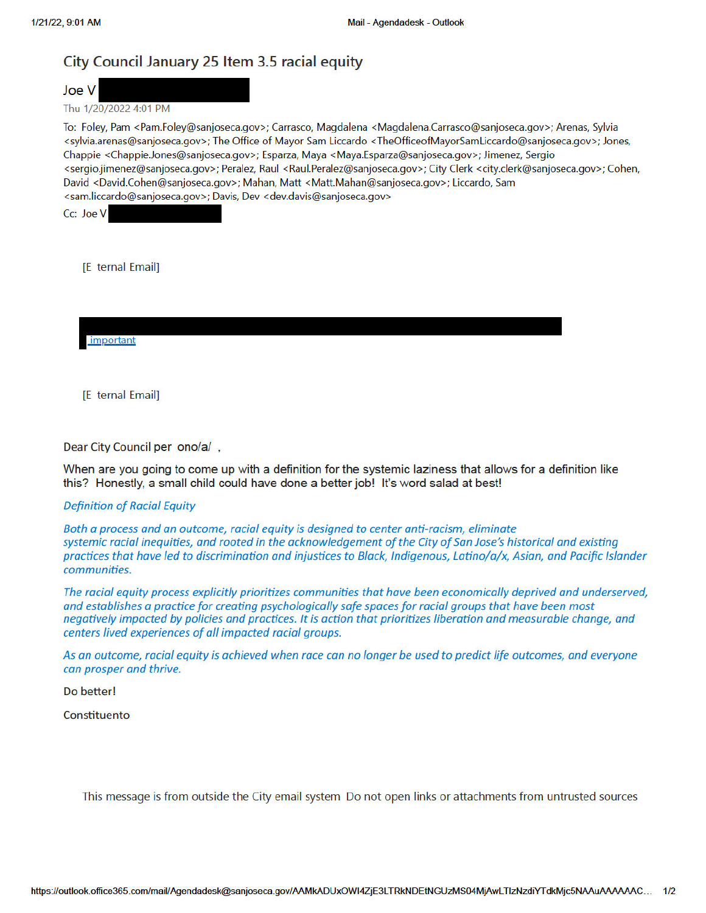# City Council January 25 Item 3.5 racial equity

Joe V

Thu 1/20/2022 4:01 PM

To: Foley, Pam <Pam.Foley@sanjoseca.gov>; Carrasco, Magdalena <Magdalena.Carrasco@sanjoseca.gov>; Arenas, Sylvia <sylvia.arenas@sanjoseca.gov>; The Office of Mayor Sam Liccardo <TheOfficeofMayorSamLiccardo@sanjoseca.gov>; Jones, Chappie <Chappie.Jones@sanjoseca.gov>; Esparza, Maya <Maya.Esparza@sanjoseca.gov>; Jimenez, Sergio <sergio.jimenez@sanjoseca.gov>; Peralez, Raul <Raul.Peralez@sanjoseca.gov>; City Clerk <city.clerk@sanjoseca.gov>; Cohen, David <David.Cohen@sanjoseca.gov>; Mahan, Matt <Matt.Mahan@sanjoseca.gov>; Liccardo, Sam <sam.liccardo@sanjoseca.gov>; Davis, Dev <dev.davis@sanjoseca.gov>

Cc: Joe V

[E ternal Email]

important

[E ternal Email]

Dear City Council per ono/a/ ,

When are you going to come up with a definition for the systemic laziness that allows for a definition like this? Honestly, a small child could have done a better job! It's word salad at best!

*Definition of Racial Equity*

*Both a process and an outcome, racial equity is designed to center anti-racism, eliminate systemic racial inequities, and rooted in the acknowledgement of the City of San Jose's historical and existing practices that have led to discrimination and injustices to Black, Indigenous, Latino/a/x, Asian, and Pacific Islander communities.*

*The racial equity process explicitly prioritizes communities that have been economically deprived and underserved, and establishes a practice for creating psychologically safe spaces for racial groups that have been most negatively impacted by policies and practices. It is action that prioritizes liberation and measurable change, and centers lived experiences of all impacted racial groups.*

*As an outcome, racial equity is achieved when race can no longer be used to predict life outcomes, and everyone can prosper and thrive.*

Do better!

Constituento

This message is from outside the City email system Do not open links or attachments from untrusted sources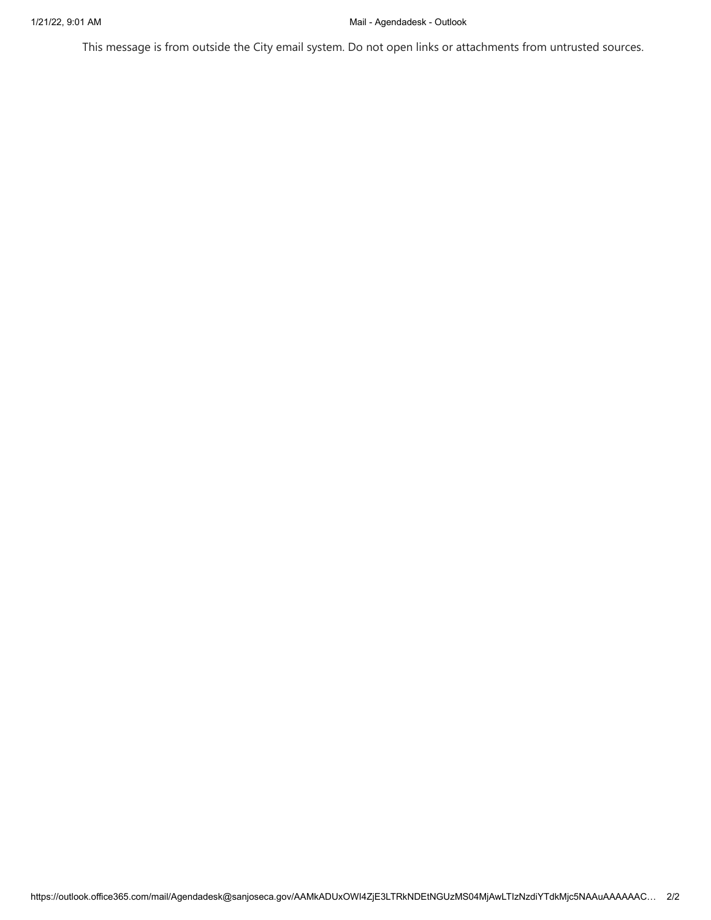This message is from outside the City email system. Do not open links or attachments from untrusted sources.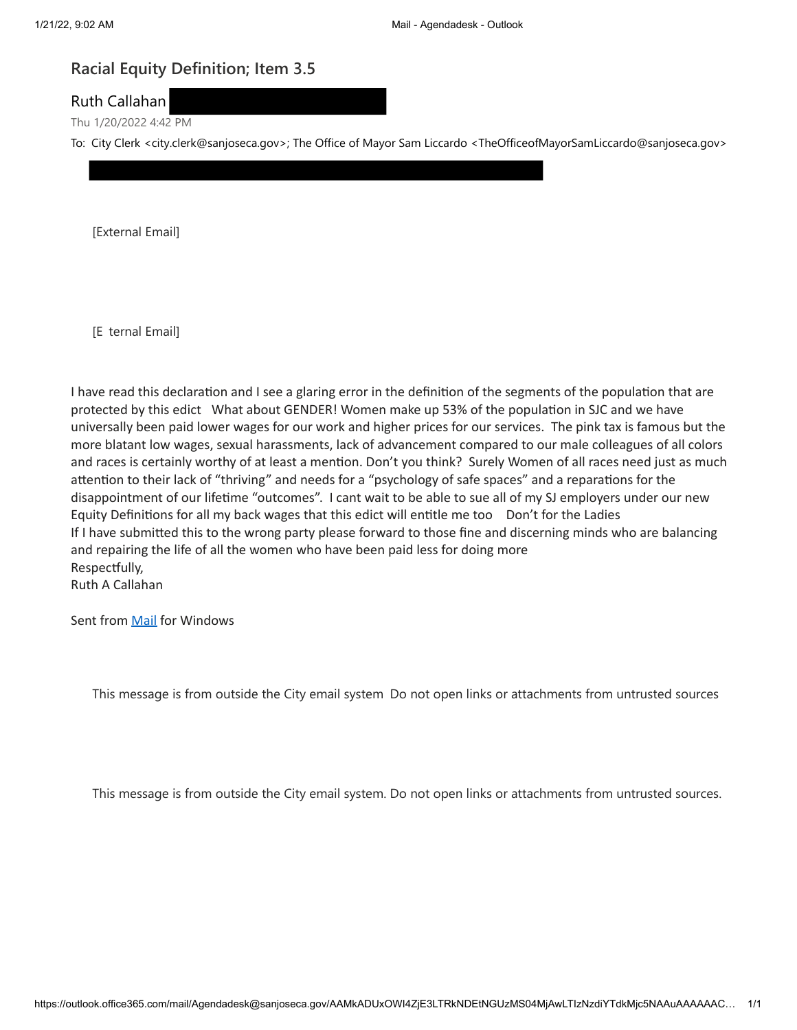# Racial Equity Definition; Item 3.5

Ruth Callahan

Thu 1/20/2022 4:42 PM

To: City Clerk <city.clerk@sanjoseca.gov>; The Office of Mayor Sam Liccardo <TheOfficeofMayorSamLiccardo@sanjoseca.gov>

[External Email]

[E ternal Email]

I have read this declaration and I see a glaring error in the definition of the segments of the population that are protected by this edict What about GENDER! Women make up 53% of the population in SJC and we have universally been paid lower wages for our work and higher prices for our services. The pink tax is famous but the more blatant low wages, sexual harassments, lack of advancement compared to our male colleagues of all colors and races is certainly worthy of at least a mention. Don't you think? Surely Women of all races need just as much attention to their lack of "thriving" and needs for a "psychology of safe spaces" and a reparations for the disappointment of our lifetime "outcomes". I cant wait to be able to sue all of my SJ employers under our new Equity Definitions for all my back wages that this edict will entitle me too Don't for the Ladies
If I have submitted this to the wrong party please forward to those fine and discerning minds who are balancing and repairing the life of all the women who have been paid less for doing more
Respectfully,
Ruth A Callahan

Sent from Mail for Windows

This message is from outside the City email system Do not open links or attachments from untrusted sources

This message is from outside the City email system. Do not open links or attachments from untrusted sources.